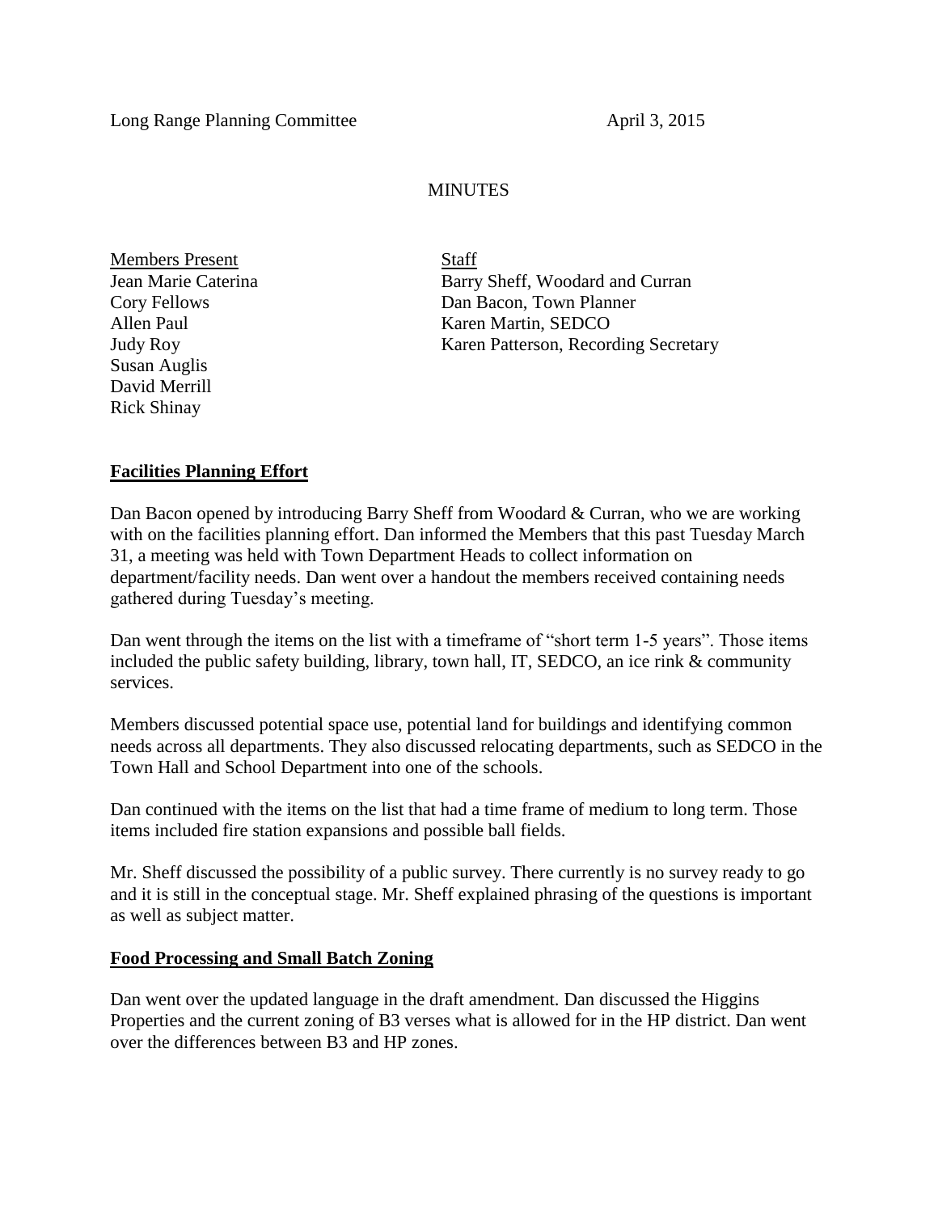Long Range Planning Committee April 3, 2015

# MINUTES

| Members Present | Staff |
| --- | --- |
| Jean Marie Caterina | Barry Sheff, Woodard and Curran |
| Cory Fellows | Dan Bacon, Town Planner |
| Allen Paul | Karen Martin, SEDCO |
| Judy Roy | Karen Patterson, Recording Secretary |
| Susan Auglis | |
| David Merrill | |
| Rick Shinay | |

## **Facilities Planning Effort**

Dan Bacon opened by introducing Barry Sheff from Woodard & Curran, who we are working with on the facilities planning effort. Dan informed the Members that this past Tuesday March 31, a meeting was held with Town Department Heads to collect information on department/facility needs. Dan went over a handout the members received containing needs gathered during Tuesday's meeting.

Dan went through the items on the list with a timeframe of "short term 1-5 years". Those items included the public safety building, library, town hall, IT, SEDCO, an ice rink & community services.

Members discussed potential space use, potential land for buildings and identifying common needs across all departments. They also discussed relocating departments, such as SEDCO in the Town Hall and School Department into one of the schools.

Dan continued with the items on the list that had a time frame of medium to long term. Those items included fire station expansions and possible ball fields.

Mr. Sheff discussed the possibility of a public survey. There currently is no survey ready to go and it is still in the conceptual stage. Mr. Sheff explained phrasing of the questions is important as well as subject matter.

## **Food Processing and Small Batch Zoning**

Dan went over the updated language in the draft amendment. Dan discussed the Higgins Properties and the current zoning of B3 verses what is allowed for in the HP district. Dan went over the differences between B3 and HP zones.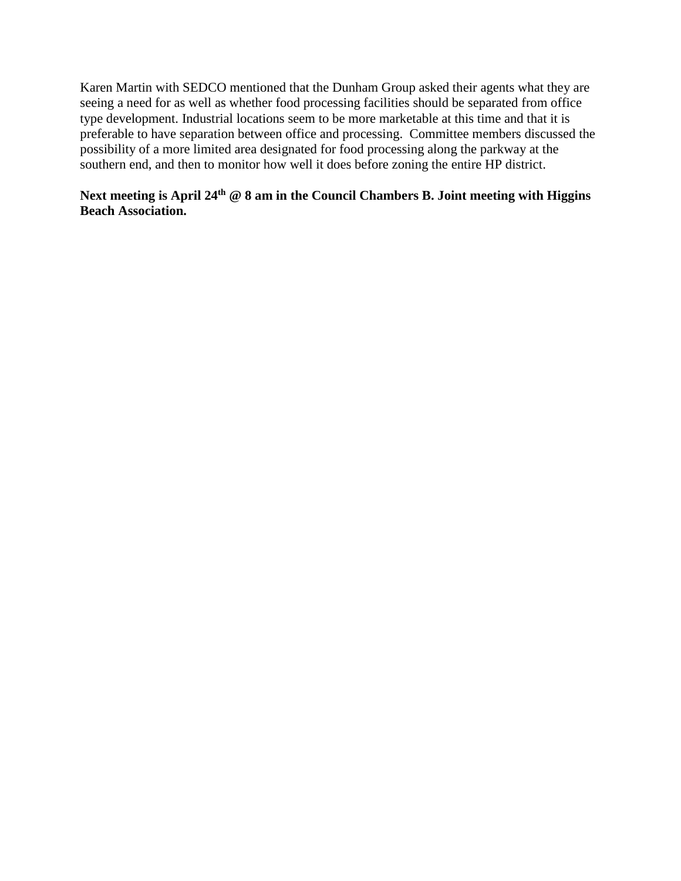Karen Martin with SEDCO mentioned that the Dunham Group asked their agents what they are seeing a need for as well as whether food processing facilities should be separated from office type development. Industrial locations seem to be more marketable at this time and that it is preferable to have separation between office and processing. Committee members discussed the possibility of a more limited area designated for food processing along the parkway at the southern end, and then to monitor how well it does before zoning the entire HP district.

**Next meeting is April 24th @ 8 am in the Council Chambers B. Joint meeting with Higgins Beach Association.**